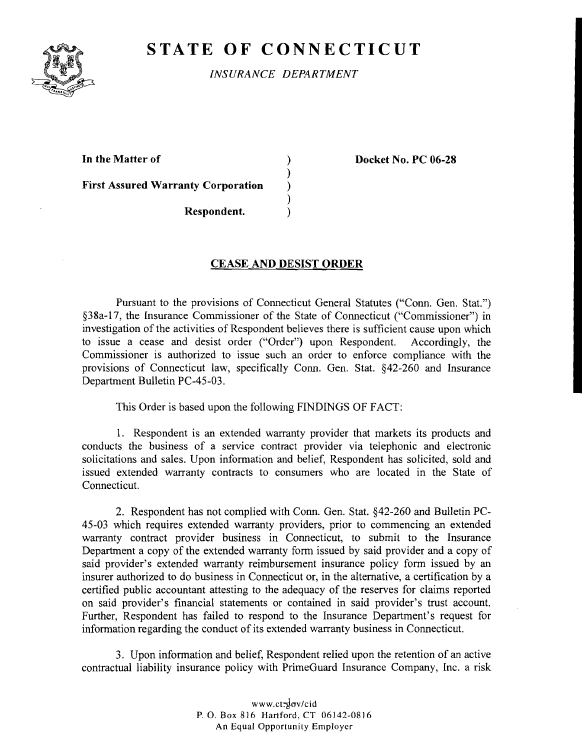# STATE OF CONNECTICUT

*INSURANCE DEPARTMENT*

**In the Matter of**

**First Assured Warranty Corporation**

**Respondent.**

**Docket No. PC 06-28**

## CEASE AND DESIST ORDER

Pursuant to the provisions of Connecticut General Statutes ("Conn. Gen. Stat.") §38a-17, the Insurance Commissioner of the State of Connecticut ("Commissioner") in investigation of the activities of Respondent believes there is sufficient cause upon which to issue a cease and desist order ("Order") upon Respondent. Accordingly, the Commissioner is authorized to issue such an order to enforce compliance with the provisions of Connecticut law, specifically Conn. Gen. Stat. §42-260 and Insurance Department Bulletin PC-45-03.

This Order is based upon the following FINDINGS OF FACT:

1. Respondent is an extended warranty provider that markets its products and conducts the business of a service contract provider via telephonic and electronic solicitations and sales. Upon information and belief, Respondent has solicited, sold and issued extended warranty contracts to consumers who are located in the State of Connecticut.

2. Respondent has not complied with Conn. Gen. Stat. §42-260 and Bulletin PC-45-03 which requires extended warranty providers, prior to commencing an extended warranty contract provider business in Connecticut, to submit to the Insurance Department a copy of the extended warranty form issued by said provider and a copy of said provider's extended warranty reimbursement insurance policy form issued by an insurer authorized to do business in Connecticut or, in the alternative, a certification by a certified public accountant attesting to the adequacy of the reserves for claims reported on said provider's financial statements or contained in said provider's trust account. Further, Respondent has failed to respond to the Insurance Department's request for information regarding the conduct of its extended warranty business in Connecticut.

3. Upon information and belief, Respondent relied upon the retention of an active contractual liability insurance policy with PrimeGuard Insurance Company, Inc. a risk

www.ct.gov/cid
P. O. Box 816 Hartford, CT 06142-0816
An Equal Opportunity Employer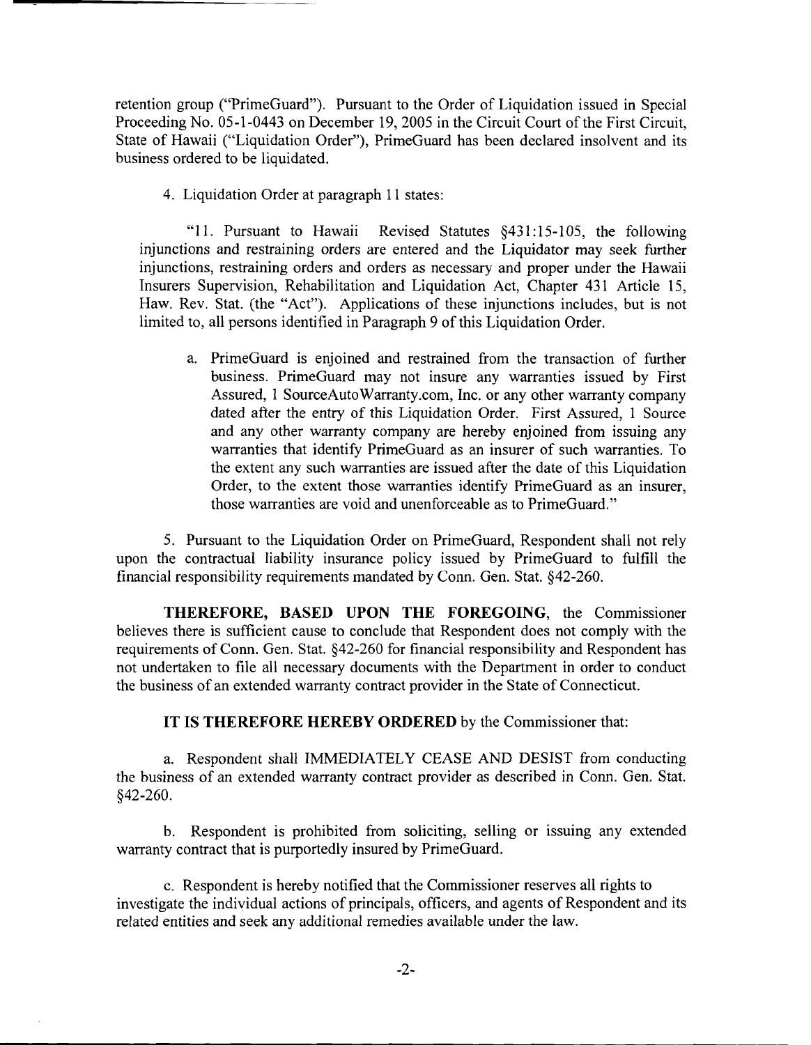retention group ("PrimeGuard"). Pursuant to the Order of Liquidation issued in Special Proceeding No. 05-1-0443 on December 19, 2005 in the Circuit Court of the First Circuit, State of Hawaii ("Liquidation Order"), PrimeGuard has been declared insolvent and its business ordered to be liquidated.

4. Liquidation Order at paragraph 11 states:

"11. Pursuant to Hawaii Revised Statutes §431:15-105, the following injunctions and restraining orders are entered and the Liquidator may seek further injunctions, restraining orders and orders as necessary and proper under the Hawaii Insurers Supervision, Rehabilitation and Liquidation Act, Chapter 431 Article 15, Haw. Rev. Stat. (the "Act"). Applications of these injunctions includes, but is not limited to, all persons identified in Paragraph 9 of this Liquidation Order.

> a. PrimeGuard is enjoined and restrained from the transaction of further business. PrimeGuard may not insure any warranties issued by First Assured, 1 SourceAutoWarranty.com, Inc. or any other warranty company dated after the entry of this Liquidation Order. First Assured, 1 Source and any other warranty company are hereby enjoined from issuing any warranties that identify PrimeGuard as an insurer of such warranties. To the extent any such warranties are issued after the date of this Liquidation Order, to the extent those warranties identify PrimeGuard as an insurer, those warranties are void and unenforceable as to PrimeGuard."

5. Pursuant to the Liquidation Order on PrimeGuard, Respondent shall not rely upon the contractual liability insurance policy issued by PrimeGuard to fulfill the financial responsibility requirements mandated by Conn. Gen. Stat. §42-260.

**THEREFORE, BASED UPON THE FOREGOING**, the Commissioner believes there is sufficient cause to conclude that Respondent does not comply with the requirements of Conn. Gen. Stat. §42-260 for financial responsibility and Respondent has not undertaken to file all necessary documents with the Department in order to conduct the business of an extended warranty contract provider in the State of Connecticut.

**IT IS THEREFORE HEREBY ORDERED** by the Commissioner that:

a. Respondent shall IMMEDIATELY CEASE AND DESIST from conducting the business of an extended warranty contract provider as described in Conn. Gen. Stat. §42-260.

b. Respondent is prohibited from soliciting, selling or issuing any extended warranty contract that is purportedly insured by PrimeGuard.

c. Respondent is hereby notified that the Commissioner reserves all rights to investigate the individual actions of principals, officers, and agents of Respondent and its related entities and seek any additional remedies available under the law.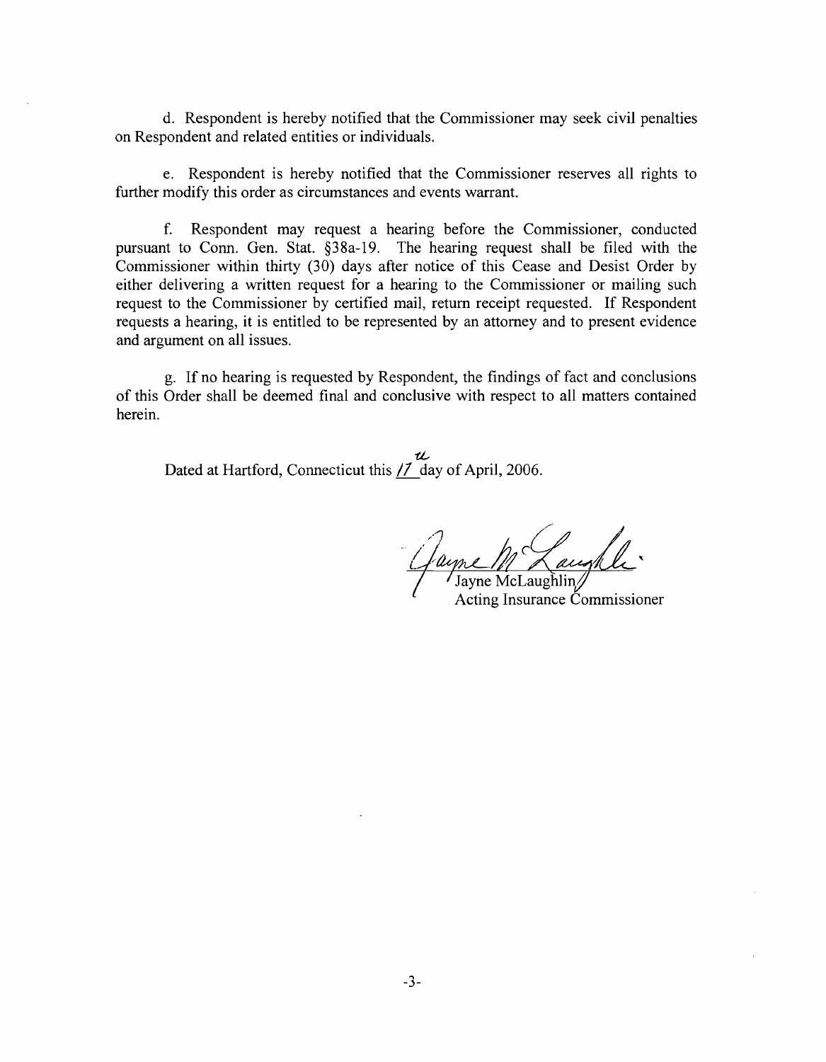d. Respondent is hereby notified that the Commissioner may seek civil penalties on Respondent and related entities or individuals.

e. Respondent is hereby notified that the Commissioner reserves all rights to further modify this order as circumstances and events warrant.

f. Respondent may request a hearing before the Commissioner, conducted pursuant to Conn. Gen. Stat. §38a-19. The hearing request shall be filed with the Commissioner within thirty (30) days after notice of this Cease and Desist Order by either delivering a written request for a hearing to the Commissioner or mailing such request to the Commissioner by certified mail, return receipt requested. If Respondent requests a hearing, it is entitled to be represented by an attorney and to present evidence and argument on all issues.

g. If no hearing is requested by Respondent, the findings of fact and conclusions of this Order shall be deemed final and conclusive with respect to all matters contained herein.

Dated at Hartford, Connecticut this 17th day of April, 2006.

Jayne McLaughlin
Acting Insurance Commissioner